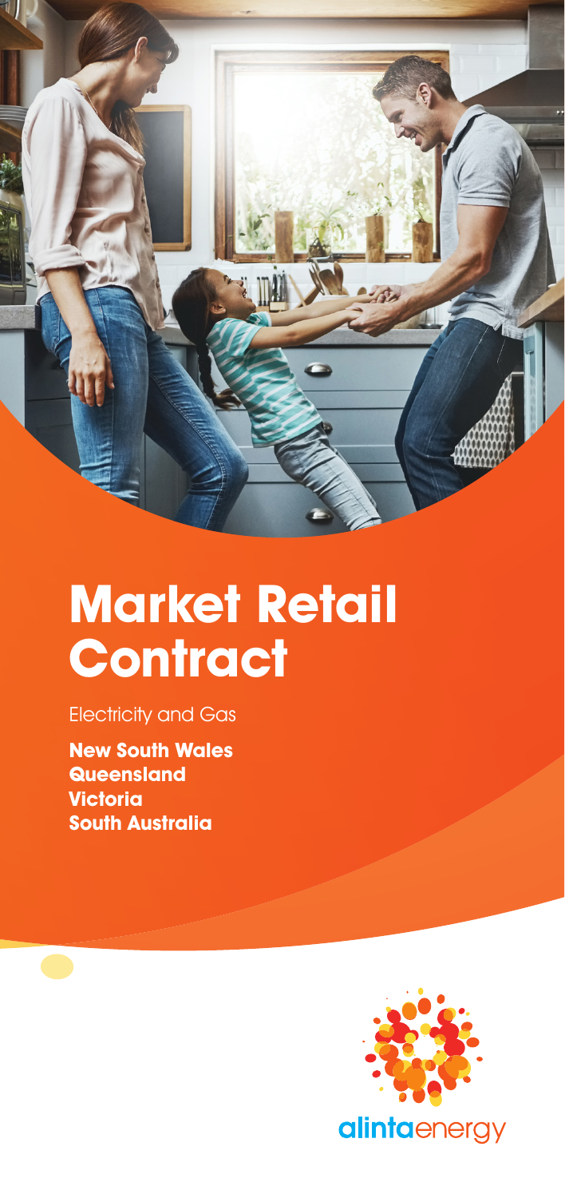# Market Retail Contract

Electricity and Gas

**New South Wales**
**Queensland**
**Victoria**
**South Australia**

alintaenergy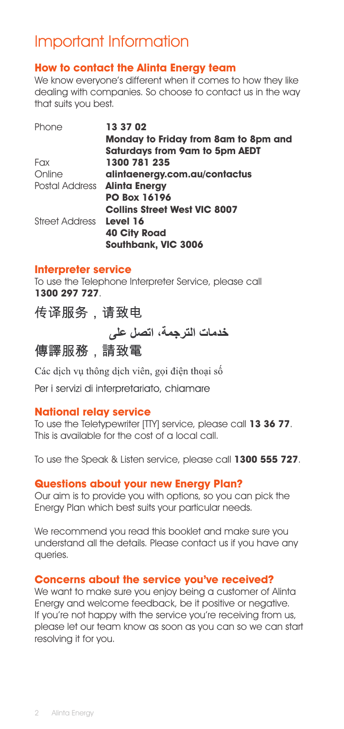# Important Information

## How to contact the Alinta Energy team

We know everyone's different when it comes to how they like dealing with companies. So choose to contact us in the way that suits you best.

| | |
|---|---|
| Phone | **13 37 02**<br>**Monday to Friday from 8am to 8pm and Saturdays from 9am to 5pm AEDT** |
| Fax | **1300 781 235** |
| Online | **alintaenergy.com.au/contactus** |
| Postal Address | **Alinta Energy**<br>**PO Box 16196**<br>**Collins Street West VIC 8007** |
| Street Address | **Level 16**<br>**40 City Road**<br>**Southbank, VIC 3006** |

## Interpreter service

To use the Telephone Interpreter Service, please call **1300 297 727**.

传译服务，请致电

خدمات الترجمة، اتصل على

傳譯服務，請致電

Các dịch vụ thông dịch viên, gọi điện thoại số

Per i servizi di interpretariato, chiamare

## National relay service

To use the Teletypewriter [TTY] service, please call **13 36 77**. This is available for the cost of a local call.

To use the Speak & Listen service, please call **1300 555 727**.

## Questions about your new Energy Plan?

Our aim is to provide you with options, so you can pick the Energy Plan which best suits your particular needs.

We recommend you read this booklet and make sure you understand all the details. Please contact us if you have any queries.

## Concerns about the service you've received?

We want to make sure you enjoy being a customer of Alinta Energy and welcome feedback, be it positive or negative. If you're not happy with the service you're receiving from us, please let our team know as soon as you can so we can start resolving it for you.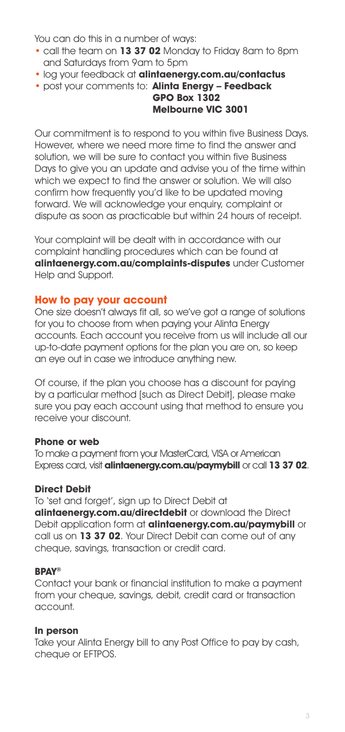You can do this in a number of ways:

- call the team on **13 37 02** Monday to Friday 8am to 8pm and Saturdays from 9am to 5pm
- log your feedback at **alintaenergy.com.au/contactus**
- post your comments to: **Alinta Energy – Feedback GPO Box 1302 Melbourne VIC 3001**

Our commitment is to respond to you within five Business Days. However, where we need more time to find the answer and solution, we will be sure to contact you within five Business Days to give you an update and advise you of the time within which we expect to find the answer or solution. We will also confirm how frequently you'd like to be updated moving forward. We will acknowledge your enquiry, complaint or dispute as soon as practicable but within 24 hours of receipt.

Your complaint will be dealt with in accordance with our complaint handling procedures which can be found at **alintaenergy.com.au/complaints-disputes** under Customer Help and Support.

## How to pay your account

One size doesn't always fit all, so we've got a range of solutions for you to choose from when paying your Alinta Energy accounts. Each account you receive from us will include all our up-to-date payment options for the plan you are on, so keep an eye out in case we introduce anything new.

Of course, if the plan you choose has a discount for paying by a particular method [such as Direct Debit], please make sure you pay each account using that method to ensure you receive your discount.

### Phone or web

To make a payment from your MasterCard, VISA or American Express card, visit **alintaenergy.com.au/paymybill** or call **13 37 02**.

### Direct Debit

To 'set and forget', sign up to Direct Debit at **alintaenergy.com.au/directdebit** or download the Direct Debit application form at **alintaenergy.com.au/paymybill** or call us on **13 37 02**. Your Direct Debit can come out of any cheque, savings, transaction or credit card.

### BPAY®

Contact your bank or financial institution to make a payment from your cheque, savings, debit, credit card or transaction account.

### In person

Take your Alinta Energy bill to any Post Office to pay by cash, cheque or EFTPOS.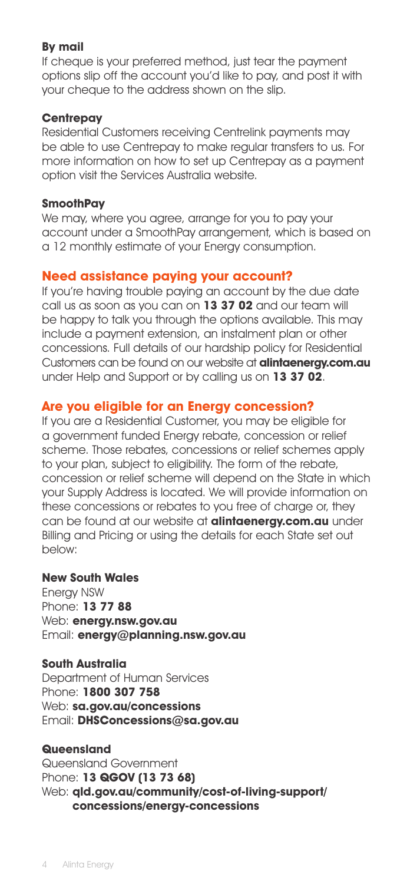### By mail

If cheque is your preferred method, just tear the payment options slip off the account you'd like to pay, and post it with your cheque to the address shown on the slip.

### Centrepay

Residential Customers receiving Centrelink payments may be able to use Centrepay to make regular transfers to us. For more information on how to set up Centrepay as a payment option visit the Services Australia website.

### SmoothPay

We may, where you agree, arrange for you to pay your account under a SmoothPay arrangement, which is based on a 12 monthly estimate of your Energy consumption.

## Need assistance paying your account?

If you're having trouble paying an account by the due date call us as soon as you can on **13 37 02** and our team will be happy to talk you through the options available. This may include a payment extension, an instalment plan or other concessions. Full details of our hardship policy for Residential Customers can be found on our website at **alintaenergy.com.au** under Help and Support or by calling us on **13 37 02**.

## Are you eligible for an Energy concession?

If you are a Residential Customer, you may be eligible for a government funded Energy rebate, concession or relief scheme. Those rebates, concessions or relief schemes apply to your plan, subject to eligibility. The form of the rebate, concession or relief scheme will depend on the State in which your Supply Address is located. We will provide information on these concessions or rebates to you free of charge or, they can be found at our website at **alintaenergy.com.au** under Billing and Pricing or using the details for each State set out below:

### New South Wales

Energy NSW
Phone: **13 77 88**
Web: **energy.nsw.gov.au**
Email: **energy@planning.nsw.gov.au**

### South Australia

Department of Human Services
Phone: **1800 307 758**
Web: **sa.gov.au/concessions**
Email: **DHSConcessions@sa.gov.au**

### Queensland

Queensland Government
Phone: **13 QGOV (13 73 68)**
Web: **qld.gov.au/community/cost-of-living-support/concessions/energy-concessions**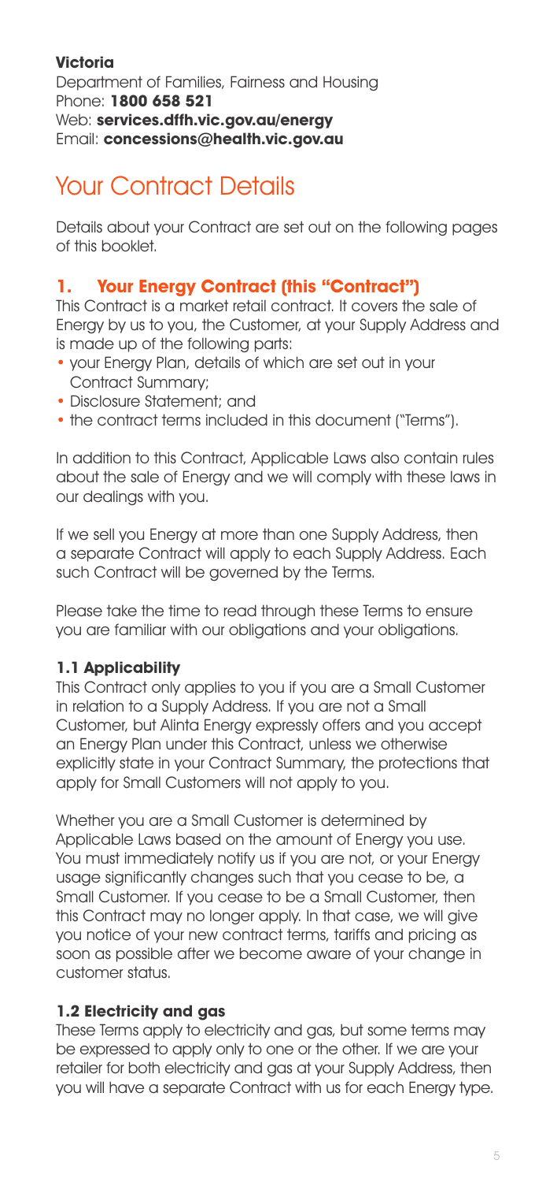**Victoria**
Department of Families, Fairness and Housing
Phone: **1800 658 521**
Web: **services.dffh.vic.gov.au/energy**
Email: **concessions@health.vic.gov.au**

# Your Contract Details

Details about your Contract are set out on the following pages of this booklet.

## 1. Your Energy Contract (this "Contract")

This Contract is a market retail contract. It covers the sale of Energy by us to you, the Customer, at your Supply Address and is made up of the following parts:

- your Energy Plan, details of which are set out in your Contract Summary;
- Disclosure Statement; and
- the contract terms included in this document ("Terms").

In addition to this Contract, Applicable Laws also contain rules about the sale of Energy and we will comply with these laws in our dealings with you.

If we sell you Energy at more than one Supply Address, then a separate Contract will apply to each Supply Address. Each such Contract will be governed by the Terms.

Please take the time to read through these Terms to ensure you are familiar with our obligations and your obligations.

### 1.1 Applicability

This Contract only applies to you if you are a Small Customer in relation to a Supply Address. If you are not a Small Customer, but Alinta Energy expressly offers and you accept an Energy Plan under this Contract, unless we otherwise explicitly state in your Contract Summary, the protections that apply for Small Customers will not apply to you.

Whether you are a Small Customer is determined by Applicable Laws based on the amount of Energy you use. You must immediately notify us if you are not, or your Energy usage significantly changes such that you cease to be, a Small Customer. If you cease to be a Small Customer, then this Contract may no longer apply. In that case, we will give you notice of your new contract terms, tariffs and pricing as soon as possible after we become aware of your change in customer status.

### 1.2 Electricity and gas

These Terms apply to electricity and gas, but some terms may be expressed to apply only to one or the other. If we are your retailer for both electricity and gas at your Supply Address, then you will have a separate Contract with us for each Energy type.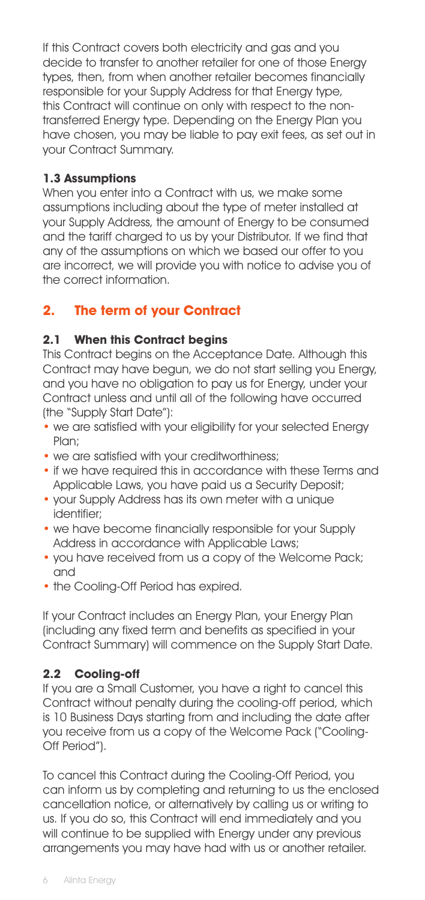If this Contract covers both electricity and gas and you decide to transfer to another retailer for one of those Energy types, then, from when another retailer becomes financially responsible for your Supply Address for that Energy type, this Contract will continue on only with respect to the non-transferred Energy type. Depending on the Energy Plan you have chosen, you may be liable to pay exit fees, as set out in your Contract Summary.

### 1.3 Assumptions

When you enter into a Contract with us, we make some assumptions including about the type of meter installed at your Supply Address, the amount of Energy to be consumed and the tariff charged to us by your Distributor. If we find that any of the assumptions on which we based our offer to you are incorrect, we will provide you with notice to advise you of the correct information.

## 2. The term of your Contract

### 2.1 When this Contract begins

This Contract begins on the Acceptance Date. Although this Contract may have begun, we do not start selling you Energy, and you have no obligation to pay us for Energy, under your Contract unless and until all of the following have occurred (the "Supply Start Date"):

- we are satisfied with your eligibility for your selected Energy Plan;
- we are satisfied with your creditworthiness;
- if we have required this in accordance with these Terms and Applicable Laws, you have paid us a Security Deposit;
- your Supply Address has its own meter with a unique identifier;
- we have become financially responsible for your Supply Address in accordance with Applicable Laws;
- you have received from us a copy of the Welcome Pack; and
- the Cooling-Off Period has expired.

If your Contract includes an Energy Plan, your Energy Plan (including any fixed term and benefits as specified in your Contract Summary) will commence on the Supply Start Date.

### 2.2 Cooling-off

If you are a Small Customer, you have a right to cancel this Contract without penalty during the cooling-off period, which is 10 Business Days starting from and including the date after you receive from us a copy of the Welcome Pack ("Cooling-Off Period").

To cancel this Contract during the Cooling-Off Period, you can inform us by completing and returning to us the enclosed cancellation notice, or alternatively by calling us or writing to us. If you do so, this Contract will end immediately and you will continue to be supplied with Energy under any previous arrangements you may have had with us or another retailer.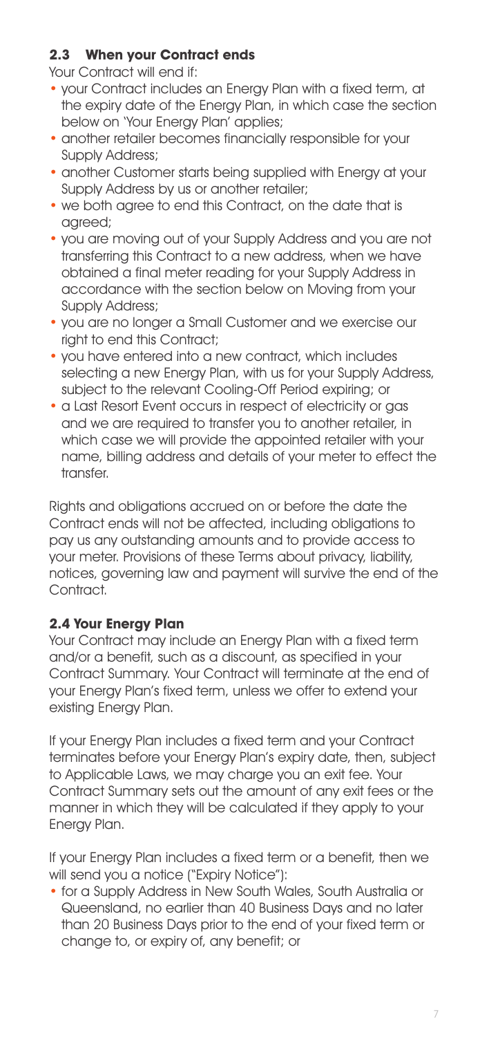### 2.3 When your Contract ends

Your Contract will end if:

- your Contract includes an Energy Plan with a fixed term, at the expiry date of the Energy Plan, in which case the section below on 'Your Energy Plan' applies;
- another retailer becomes financially responsible for your Supply Address;
- another Customer starts being supplied with Energy at your Supply Address by us or another retailer;
- we both agree to end this Contract, on the date that is agreed;
- you are moving out of your Supply Address and you are not transferring this Contract to a new address, when we have obtained a final meter reading for your Supply Address in accordance with the section below on Moving from your Supply Address;
- you are no longer a Small Customer and we exercise our right to end this Contract;
- you have entered into a new contract, which includes selecting a new Energy Plan, with us for your Supply Address, subject to the relevant Cooling-Off Period expiring; or
- a Last Resort Event occurs in respect of electricity or gas and we are required to transfer you to another retailer, in which case we will provide the appointed retailer with your name, billing address and details of your meter to effect the transfer.

Rights and obligations accrued on or before the date the Contract ends will not be affected, including obligations to pay us any outstanding amounts and to provide access to your meter. Provisions of these Terms about privacy, liability, notices, governing law and payment will survive the end of the Contract.

### 2.4 Your Energy Plan

Your Contract may include an Energy Plan with a fixed term and/or a benefit, such as a discount, as specified in your Contract Summary. Your Contract will terminate at the end of your Energy Plan's fixed term, unless we offer to extend your existing Energy Plan.

If your Energy Plan includes a fixed term and your Contract terminates before your Energy Plan's expiry date, then, subject to Applicable Laws, we may charge you an exit fee. Your Contract Summary sets out the amount of any exit fees or the manner in which they will be calculated if they apply to your Energy Plan.

If your Energy Plan includes a fixed term or a benefit, then we will send you a notice ("Expiry Notice"):

- for a Supply Address in New South Wales, South Australia or Queensland, no earlier than 40 Business Days and no later than 20 Business Days prior to the end of your fixed term or change to, or expiry of, any benefit; or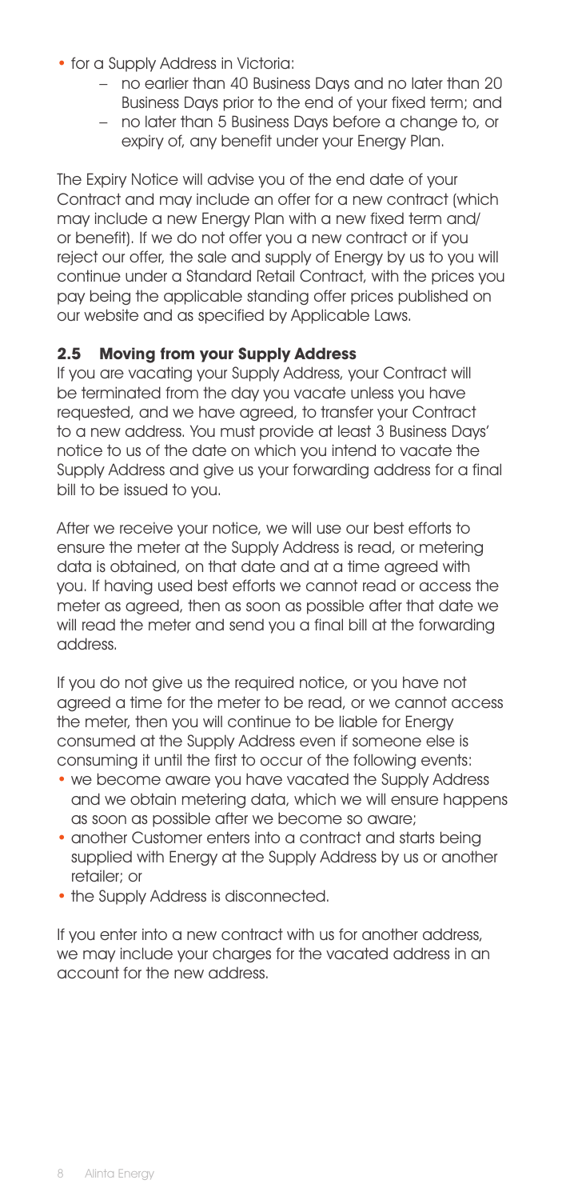- for a Supply Address in Victoria:
  - no earlier than 40 Business Days and no later than 20 Business Days prior to the end of your fixed term; and
  - no later than 5 Business Days before a change to, or expiry of, any benefit under your Energy Plan.

The Expiry Notice will advise you of the end date of your Contract and may include an offer for a new contract (which may include a new Energy Plan with a new fixed term and/ or benefit). If we do not offer you a new contract or if you reject our offer, the sale and supply of Energy by us to you will continue under a Standard Retail Contract, with the prices you pay being the applicable standing offer prices published on our website and as specified by Applicable Laws.

### 2.5 Moving from your Supply Address

If you are vacating your Supply Address, your Contract will be terminated from the day you vacate unless you have requested, and we have agreed, to transfer your Contract to a new address. You must provide at least 3 Business Days' notice to us of the date on which you intend to vacate the Supply Address and give us your forwarding address for a final bill to be issued to you.

After we receive your notice, we will use our best efforts to ensure the meter at the Supply Address is read, or metering data is obtained, on that date and at a time agreed with you. If having used best efforts we cannot read or access the meter as agreed, then as soon as possible after that date we will read the meter and send you a final bill at the forwarding address.

If you do not give us the required notice, or you have not agreed a time for the meter to be read, or we cannot access the meter, then you will continue to be liable for Energy consumed at the Supply Address even if someone else is consuming it until the first to occur of the following events:

- we become aware you have vacated the Supply Address and we obtain metering data, which we will ensure happens as soon as possible after we become so aware;
- another Customer enters into a contract and starts being supplied with Energy at the Supply Address by us or another retailer; or
- the Supply Address is disconnected.

If you enter into a new contract with us for another address, we may include your charges for the vacated address in an account for the new address.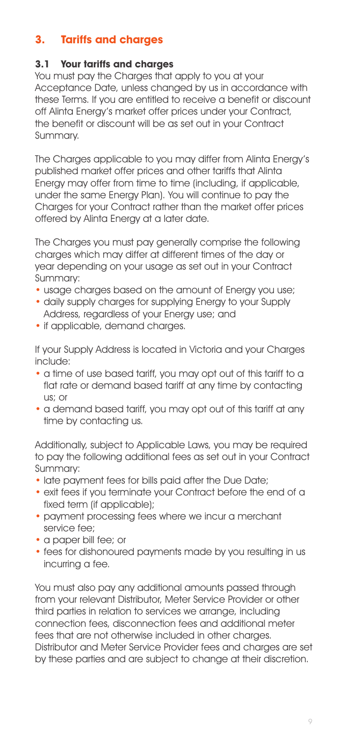## 3. Tariffs and charges

### 3.1 Your tariffs and charges

You must pay the Charges that apply to you at your Acceptance Date, unless changed by us in accordance with these Terms. If you are entitled to receive a benefit or discount off Alinta Energy's market offer prices under your Contract, the benefit or discount will be as set out in your Contract Summary.

The Charges applicable to you may differ from Alinta Energy's published market offer prices and other tariffs that Alinta Energy may offer from time to time (including, if applicable, under the same Energy Plan). You will continue to pay the Charges for your Contract rather than the market offer prices offered by Alinta Energy at a later date.

The Charges you must pay generally comprise the following charges which may differ at different times of the day or year depending on your usage as set out in your Contract Summary:

- usage charges based on the amount of Energy you use;
- daily supply charges for supplying Energy to your Supply Address, regardless of your Energy use; and
- if applicable, demand charges.

If your Supply Address is located in Victoria and your Charges include:

- a time of use based tariff, you may opt out of this tariff to a flat rate or demand based tariff at any time by contacting us; or
- a demand based tariff, you may opt out of this tariff at any time by contacting us.

Additionally, subject to Applicable Laws, you may be required to pay the following additional fees as set out in your Contract Summary:

- late payment fees for bills paid after the Due Date;
- exit fees if you terminate your Contract before the end of a fixed term (if applicable);
- payment processing fees where we incur a merchant service fee;
- a paper bill fee; or
- fees for dishonoured payments made by you resulting in us incurring a fee.

You must also pay any additional amounts passed through from your relevant Distributor, Meter Service Provider or other third parties in relation to services we arrange, including connection fees, disconnection fees and additional meter fees that are not otherwise included in other charges. Distributor and Meter Service Provider fees and charges are set by these parties and are subject to change at their discretion.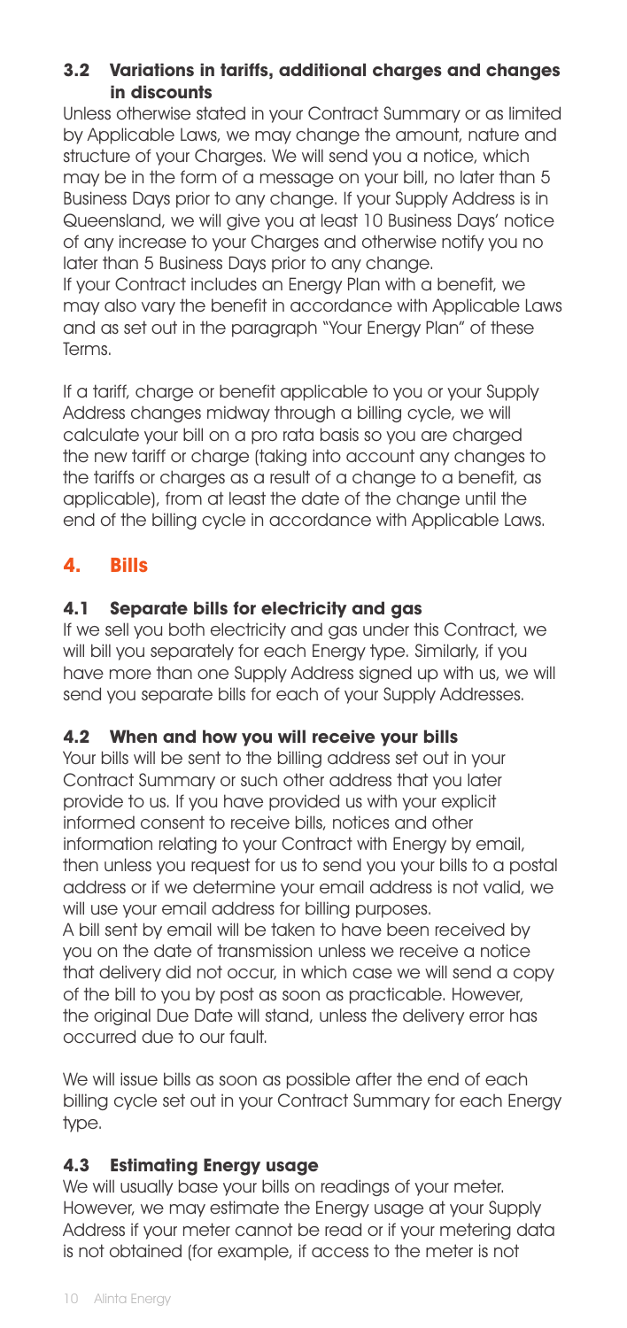### 3.2 Variations in tariffs, additional charges and changes in discounts

Unless otherwise stated in your Contract Summary or as limited by Applicable Laws, we may change the amount, nature and structure of your Charges. We will send you a notice, which may be in the form of a message on your bill, no later than 5 Business Days prior to any change. If your Supply Address is in Queensland, we will give you at least 10 Business Days' notice of any increase to your Charges and otherwise notify you no later than 5 Business Days prior to any change.

If your Contract includes an Energy Plan with a benefit, we may also vary the benefit in accordance with Applicable Laws and as set out in the paragraph "Your Energy Plan" of these Terms.

If a tariff, charge or benefit applicable to you or your Supply Address changes midway through a billing cycle, we will calculate your bill on a pro rata basis so you are charged the new tariff or charge (taking into account any changes to the tariffs or charges as a result of a change to a benefit, as applicable), from at least the date of the change until the end of the billing cycle in accordance with Applicable Laws.

## 4. Bills

### 4.1 Separate bills for electricity and gas

If we sell you both electricity and gas under this Contract, we will bill you separately for each Energy type. Similarly, if you have more than one Supply Address signed up with us, we will send you separate bills for each of your Supply Addresses.

### 4.2 When and how you will receive your bills

Your bills will be sent to the billing address set out in your Contract Summary or such other address that you later provide to us. If you have provided us with your explicit informed consent to receive bills, notices and other information relating to your Contract with Energy by email, then unless you request for us to send you your bills to a postal address or if we determine your email address is not valid, we will use your email address for billing purposes.

A bill sent by email will be taken to have been received by you on the date of transmission unless we receive a notice that delivery did not occur, in which case we will send a copy of the bill to you by post as soon as practicable. However, the original Due Date will stand, unless the delivery error has occurred due to our fault.

We will issue bills as soon as possible after the end of each billing cycle set out in your Contract Summary for each Energy type.

### 4.3 Estimating Energy usage

We will usually base your bills on readings of your meter. However, we may estimate the Energy usage at your Supply Address if your meter cannot be read or if your metering data is not obtained (for example, if access to the meter is not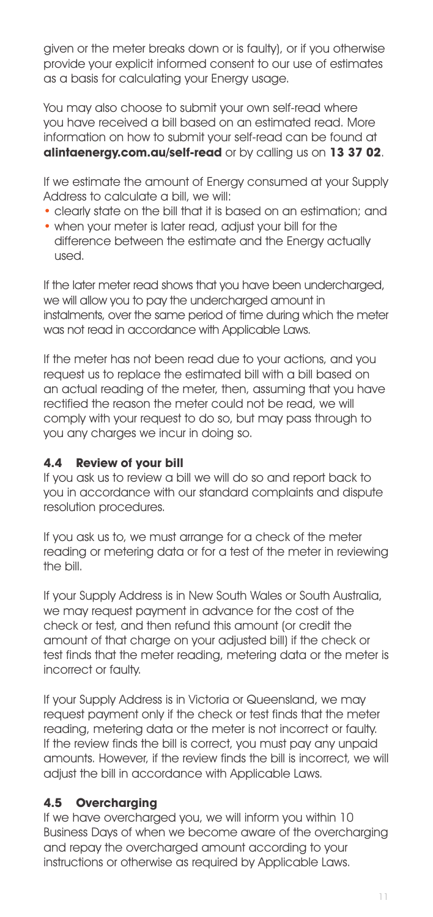given or the meter breaks down or is faulty), or if you otherwise provide your explicit informed consent to our use of estimates as a basis for calculating your Energy usage.

You may also choose to submit your own self-read where you have received a bill based on an estimated read. More information on how to submit your self-read can be found at **alintaenergy.com.au/self-read** or by calling us on **13 37 02**.

If we estimate the amount of Energy consumed at your Supply Address to calculate a bill, we will:

- clearly state on the bill that it is based on an estimation; and
- when your meter is later read, adjust your bill for the difference between the estimate and the Energy actually used.

If the later meter read shows that you have been undercharged, we will allow you to pay the undercharged amount in instalments, over the same period of time during which the meter was not read in accordance with Applicable Laws.

If the meter has not been read due to your actions, and you request us to replace the estimated bill with a bill based on an actual reading of the meter, then, assuming that you have rectified the reason the meter could not be read, we will comply with your request to do so, but may pass through to you any charges we incur in doing so.

### 4.4 Review of your bill

If you ask us to review a bill we will do so and report back to you in accordance with our standard complaints and dispute resolution procedures.

If you ask us to, we must arrange for a check of the meter reading or metering data or for a test of the meter in reviewing the bill.

If your Supply Address is in New South Wales or South Australia, we may request payment in advance for the cost of the check or test, and then refund this amount (or credit the amount of that charge on your adjusted bill) if the check or test finds that the meter reading, metering data or the meter is incorrect or faulty.

If your Supply Address is in Victoria or Queensland, we may request payment only if the check or test finds that the meter reading, metering data or the meter is not incorrect or faulty. If the review finds the bill is correct, you must pay any unpaid amounts. However, if the review finds the bill is incorrect, we will adjust the bill in accordance with Applicable Laws.

### 4.5 Overcharging

If we have overcharged you, we will inform you within 10 Business Days of when we become aware of the overcharging and repay the overcharged amount according to your instructions or otherwise as required by Applicable Laws.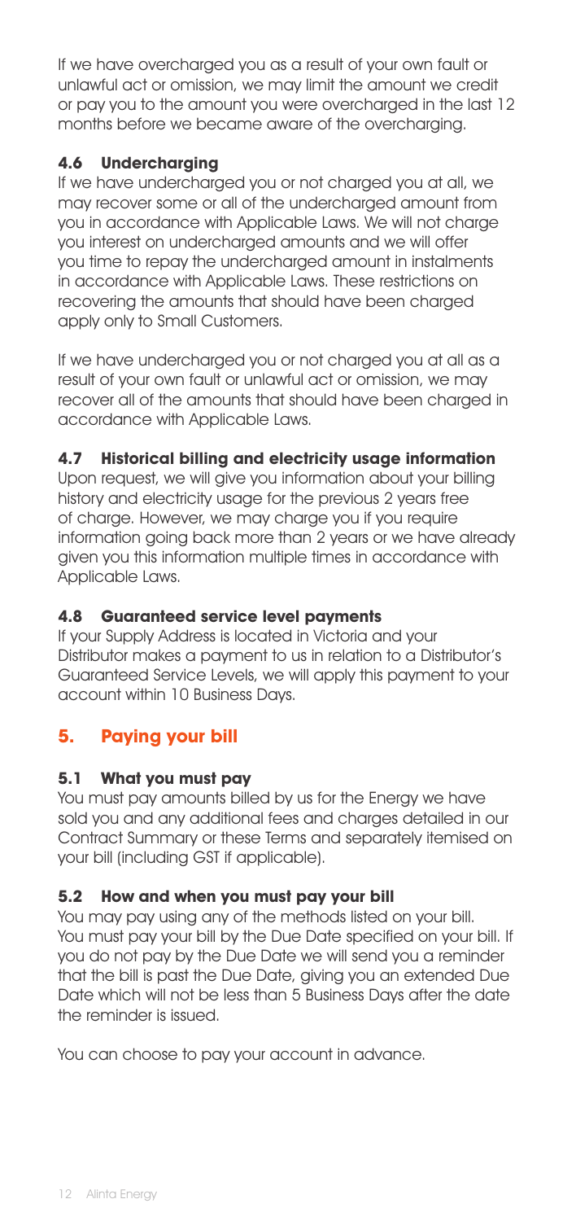If we have overcharged you as a result of your own fault or unlawful act or omission, we may limit the amount we credit or pay you to the amount you were overcharged in the last 12 months before we became aware of the overcharging.

### 4.6 Undercharging

If we have undercharged you or not charged you at all, we may recover some or all of the undercharged amount from you in accordance with Applicable Laws. We will not charge you interest on undercharged amounts and we will offer you time to repay the undercharged amount in instalments in accordance with Applicable Laws. These restrictions on recovering the amounts that should have been charged apply only to Small Customers.

If we have undercharged you or not charged you at all as a result of your own fault or unlawful act or omission, we may recover all of the amounts that should have been charged in accordance with Applicable Laws.

### 4.7 Historical billing and electricity usage information

Upon request, we will give you information about your billing history and electricity usage for the previous 2 years free of charge. However, we may charge you if you require information going back more than 2 years or we have already given you this information multiple times in accordance with Applicable Laws.

### 4.8 Guaranteed service level payments

If your Supply Address is located in Victoria and your Distributor makes a payment to us in relation to a Distributor's Guaranteed Service Levels, we will apply this payment to your account within 10 Business Days.

## 5. Paying your bill

### 5.1 What you must pay

You must pay amounts billed by us for the Energy we have sold you and any additional fees and charges detailed in our Contract Summary or these Terms and separately itemised on your bill (including GST if applicable).

### 5.2 How and when you must pay your bill

You may pay using any of the methods listed on your bill. You must pay your bill by the Due Date specified on your bill. If you do not pay by the Due Date we will send you a reminder that the bill is past the Due Date, giving you an extended Due Date which will not be less than 5 Business Days after the date the reminder is issued.

You can choose to pay your account in advance.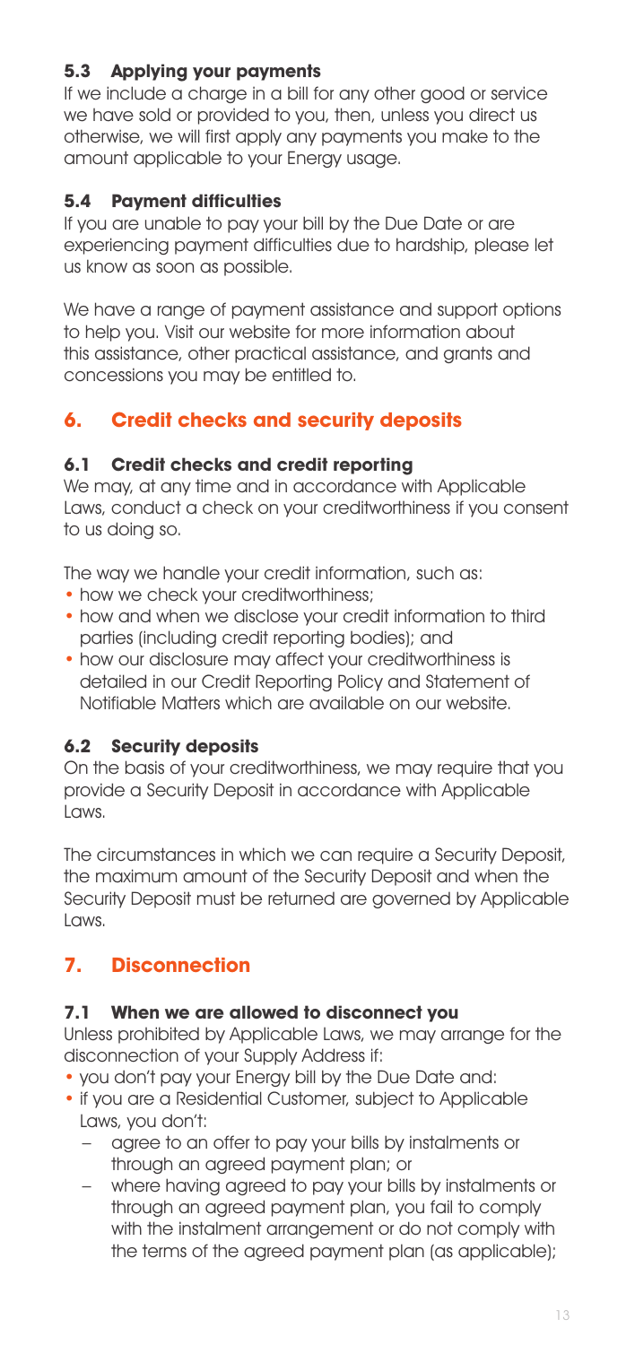### 5.3 Applying your payments

If we include a charge in a bill for any other good or service we have sold or provided to you, then, unless you direct us otherwise, we will first apply any payments you make to the amount applicable to your Energy usage.

### 5.4 Payment difficulties

If you are unable to pay your bill by the Due Date or are experiencing payment difficulties due to hardship, please let us know as soon as possible.

We have a range of payment assistance and support options to help you. Visit our website for more information about this assistance, other practical assistance, and grants and concessions you may be entitled to.

## 6. Credit checks and security deposits

### 6.1 Credit checks and credit reporting

We may, at any time and in accordance with Applicable Laws, conduct a check on your creditworthiness if you consent to us doing so.

The way we handle your credit information, such as:

- how we check your creditworthiness;
- how and when we disclose your credit information to third parties (including credit reporting bodies); and
- how our disclosure may affect your creditworthiness is detailed in our Credit Reporting Policy and Statement of Notifiable Matters which are available on our website.

### 6.2 Security deposits

On the basis of your creditworthiness, we may require that you provide a Security Deposit in accordance with Applicable Laws.

The circumstances in which we can require a Security Deposit, the maximum amount of the Security Deposit and when the Security Deposit must be returned are governed by Applicable Laws.

## 7. Disconnection

### 7.1 When we are allowed to disconnect you

Unless prohibited by Applicable Laws, we may arrange for the disconnection of your Supply Address if:

- you don't pay your Energy bill by the Due Date and:
- if you are a Residential Customer, subject to Applicable Laws, you don't:
  - agree to an offer to pay your bills by instalments or through an agreed payment plan; or
  - where having agreed to pay your bills by instalments or through an agreed payment plan, you fail to comply with the instalment arrangement or do not comply with the terms of the agreed payment plan (as applicable);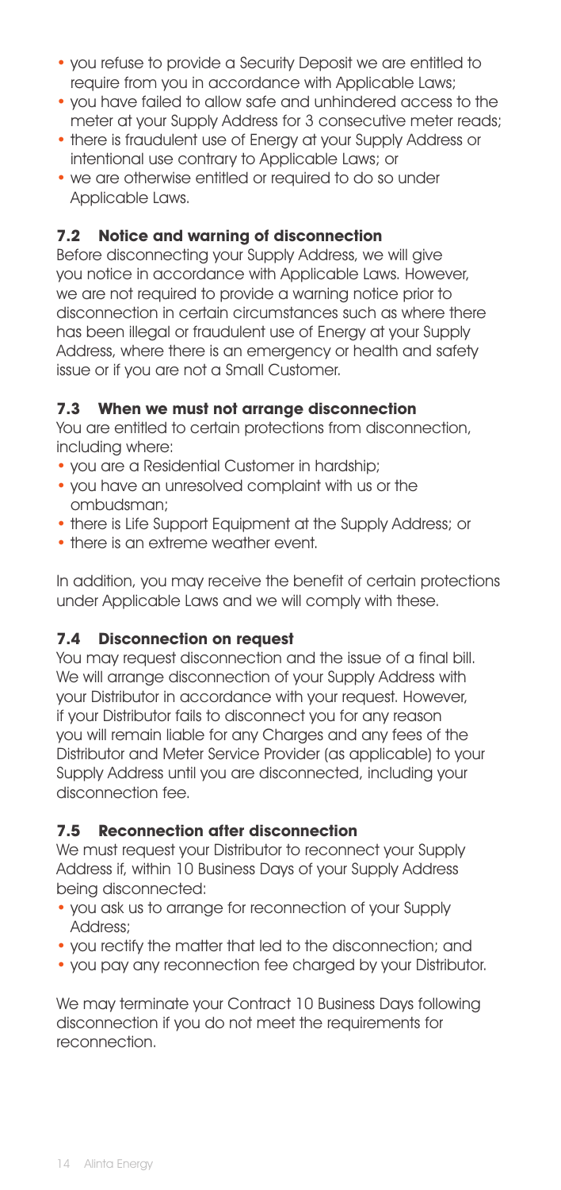- you refuse to provide a Security Deposit we are entitled to require from you in accordance with Applicable Laws;
- you have failed to allow safe and unhindered access to the meter at your Supply Address for 3 consecutive meter reads;
- there is fraudulent use of Energy at your Supply Address or intentional use contrary to Applicable Laws; or
- we are otherwise entitled or required to do so under Applicable Laws.

### 7.2 Notice and warning of disconnection

Before disconnecting your Supply Address, we will give you notice in accordance with Applicable Laws. However, we are not required to provide a warning notice prior to disconnection in certain circumstances such as where there has been illegal or fraudulent use of Energy at your Supply Address, where there is an emergency or health and safety issue or if you are not a Small Customer.

### 7.3 When we must not arrange disconnection

You are entitled to certain protections from disconnection, including where:

- you are a Residential Customer in hardship;
- you have an unresolved complaint with us or the ombudsman;
- there is Life Support Equipment at the Supply Address; or
- there is an extreme weather event.

In addition, you may receive the benefit of certain protections under Applicable Laws and we will comply with these.

### 7.4 Disconnection on request

You may request disconnection and the issue of a final bill. We will arrange disconnection of your Supply Address with your Distributor in accordance with your request. However, if your Distributor fails to disconnect you for any reason you will remain liable for any Charges and any fees of the Distributor and Meter Service Provider (as applicable) to your Supply Address until you are disconnected, including your disconnection fee.

### 7.5 Reconnection after disconnection

We must request your Distributor to reconnect your Supply Address if, within 10 Business Days of your Supply Address being disconnected:

- you ask us to arrange for reconnection of your Supply Address;
- you rectify the matter that led to the disconnection; and
- you pay any reconnection fee charged by your Distributor.

We may terminate your Contract 10 Business Days following disconnection if you do not meet the requirements for reconnection.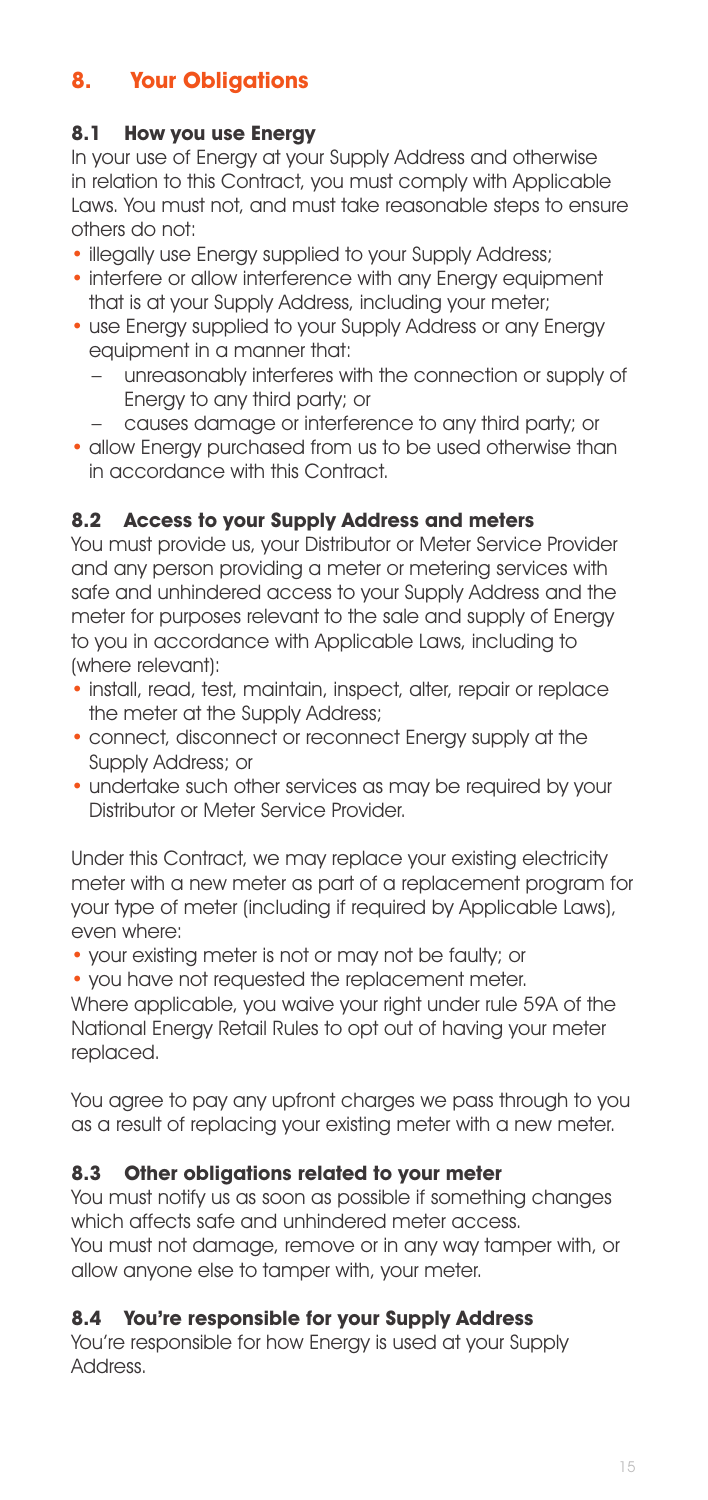## 8. Your Obligations

### 8.1 How you use Energy

In your use of Energy at your Supply Address and otherwise in relation to this Contract, you must comply with Applicable Laws. You must not, and must take reasonable steps to ensure others do not:

- illegally use Energy supplied to your Supply Address;
- interfere or allow interference with any Energy equipment that is at your Supply Address, including your meter;
- use Energy supplied to your Supply Address or any Energy equipment in a manner that:
  - unreasonably interferes with the connection or supply of Energy to any third party; or
  - causes damage or interference to any third party; or
- allow Energy purchased from us to be used otherwise than in accordance with this Contract.

### 8.2 Access to your Supply Address and meters

You must provide us, your Distributor or Meter Service Provider and any person providing a meter or metering services with safe and unhindered access to your Supply Address and the meter for purposes relevant to the sale and supply of Energy to you in accordance with Applicable Laws, including to (where relevant):

- install, read, test, maintain, inspect, alter, repair or replace the meter at the Supply Address;
- connect, disconnect or reconnect Energy supply at the Supply Address; or
- undertake such other services as may be required by your Distributor or Meter Service Provider.

Under this Contract, we may replace your existing electricity meter with a new meter as part of a replacement program for your type of meter (including if required by Applicable Laws), even where:

- your existing meter is not or may not be faulty; or
- you have not requested the replacement meter.

Where applicable, you waive your right under rule 59A of the National Energy Retail Rules to opt out of having your meter replaced.

You agree to pay any upfront charges we pass through to you as a result of replacing your existing meter with a new meter.

### 8.3 Other obligations related to your meter

You must notify us as soon as possible if something changes which affects safe and unhindered meter access.
You must not damage, remove or in any way tamper with, or allow anyone else to tamper with, your meter.

### 8.4 You're responsible for your Supply Address

You're responsible for how Energy is used at your Supply Address.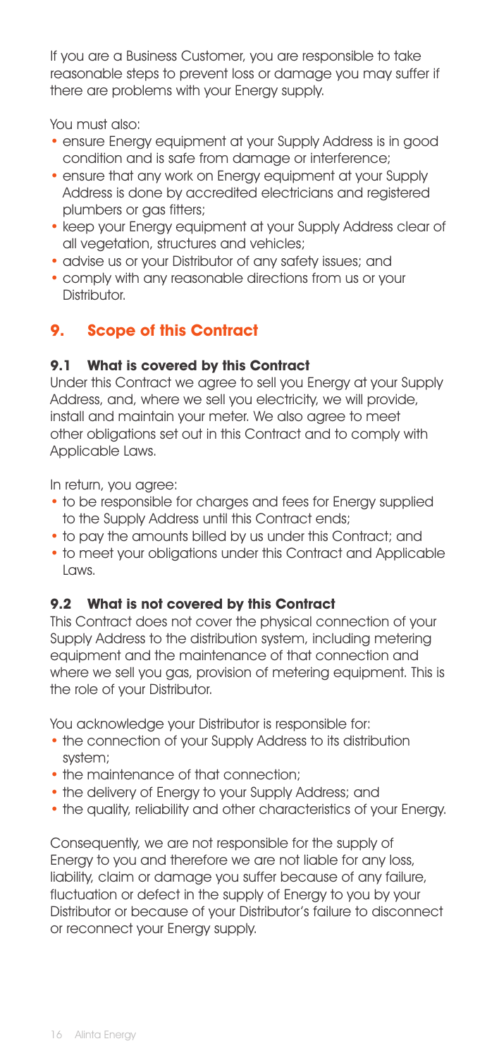If you are a Business Customer, you are responsible to take reasonable steps to prevent loss or damage you may suffer if there are problems with your Energy supply.

You must also:

- ensure Energy equipment at your Supply Address is in good condition and is safe from damage or interference;
- ensure that any work on Energy equipment at your Supply Address is done by accredited electricians and registered plumbers or gas fitters;
- keep your Energy equipment at your Supply Address clear of all vegetation, structures and vehicles;
- advise us or your Distributor of any safety issues; and
- comply with any reasonable directions from us or your Distributor.

## 9. Scope of this Contract

### 9.1 What is covered by this Contract

Under this Contract we agree to sell you Energy at your Supply Address, and, where we sell you electricity, we will provide, install and maintain your meter. We also agree to meet other obligations set out in this Contract and to comply with Applicable Laws.

In return, you agree:

- to be responsible for charges and fees for Energy supplied to the Supply Address until this Contract ends;
- to pay the amounts billed by us under this Contract; and
- to meet your obligations under this Contract and Applicable Laws.

### 9.2 What is not covered by this Contract

This Contract does not cover the physical connection of your Supply Address to the distribution system, including metering equipment and the maintenance of that connection and where we sell you gas, provision of metering equipment. This is the role of your Distributor.

You acknowledge your Distributor is responsible for:

- the connection of your Supply Address to its distribution system;
- the maintenance of that connection;
- the delivery of Energy to your Supply Address; and
- the quality, reliability and other characteristics of your Energy.

Consequently, we are not responsible for the supply of Energy to you and therefore we are not liable for any loss, liability, claim or damage you suffer because of any failure, fluctuation or defect in the supply of Energy to you by your Distributor or because of your Distributor's failure to disconnect or reconnect your Energy supply.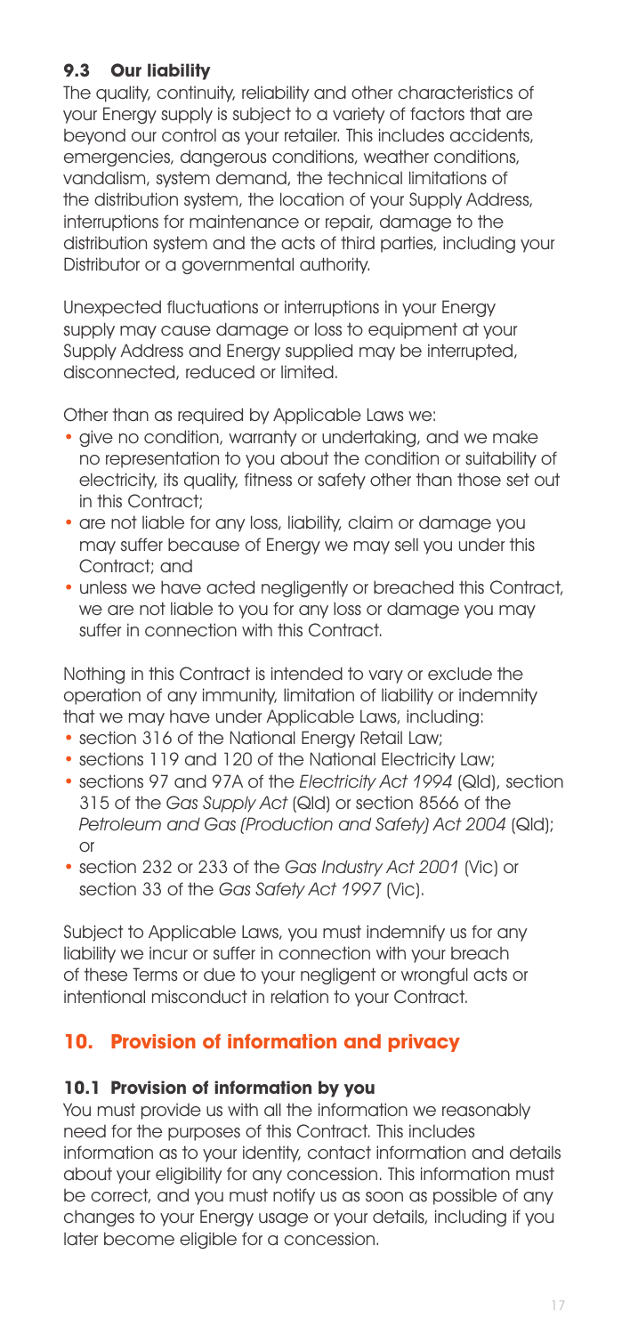### 9.3 Our liability

The quality, continuity, reliability and other characteristics of your Energy supply is subject to a variety of factors that are beyond our control as your retailer. This includes accidents, emergencies, dangerous conditions, weather conditions, vandalism, system demand, the technical limitations of the distribution system, the location of your Supply Address, interruptions for maintenance or repair, damage to the distribution system and the acts of third parties, including your Distributor or a governmental authority.

Unexpected fluctuations or interruptions in your Energy supply may cause damage or loss to equipment at your Supply Address and Energy supplied may be interrupted, disconnected, reduced or limited.

Other than as required by Applicable Laws we:

- give no condition, warranty or undertaking, and we make no representation to you about the condition or suitability of electricity, its quality, fitness or safety other than those set out in this Contract;
- are not liable for any loss, liability, claim or damage you may suffer because of Energy we may sell you under this Contract; and
- unless we have acted negligently or breached this Contract, we are not liable to you for any loss or damage you may suffer in connection with this Contract.

Nothing in this Contract is intended to vary or exclude the operation of any immunity, limitation of liability or indemnity that we may have under Applicable Laws, including:

- section 316 of the National Energy Retail Law;
- sections 119 and 120 of the National Electricity Law;
- sections 97 and 97A of the *Electricity Act 1994* (Qld), section 315 of the *Gas Supply Act* (Qld) or section 8566 of the *Petroleum and Gas (Production and Safety) Act 2004* (Qld); or
- section 232 or 233 of the *Gas Industry Act 2001* (Vic) or section 33 of the *Gas Safety Act 1997* (Vic).

Subject to Applicable Laws, you must indemnify us for any liability we incur or suffer in connection with your breach of these Terms or due to your negligent or wrongful acts or intentional misconduct in relation to your Contract.

## 10. Provision of information and privacy

### 10.1 Provision of information by you

You must provide us with all the information we reasonably need for the purposes of this Contract. This includes information as to your identity, contact information and details about your eligibility for any concession. This information must be correct, and you must notify us as soon as possible of any changes to your Energy usage or your details, including if you later become eligible for a concession.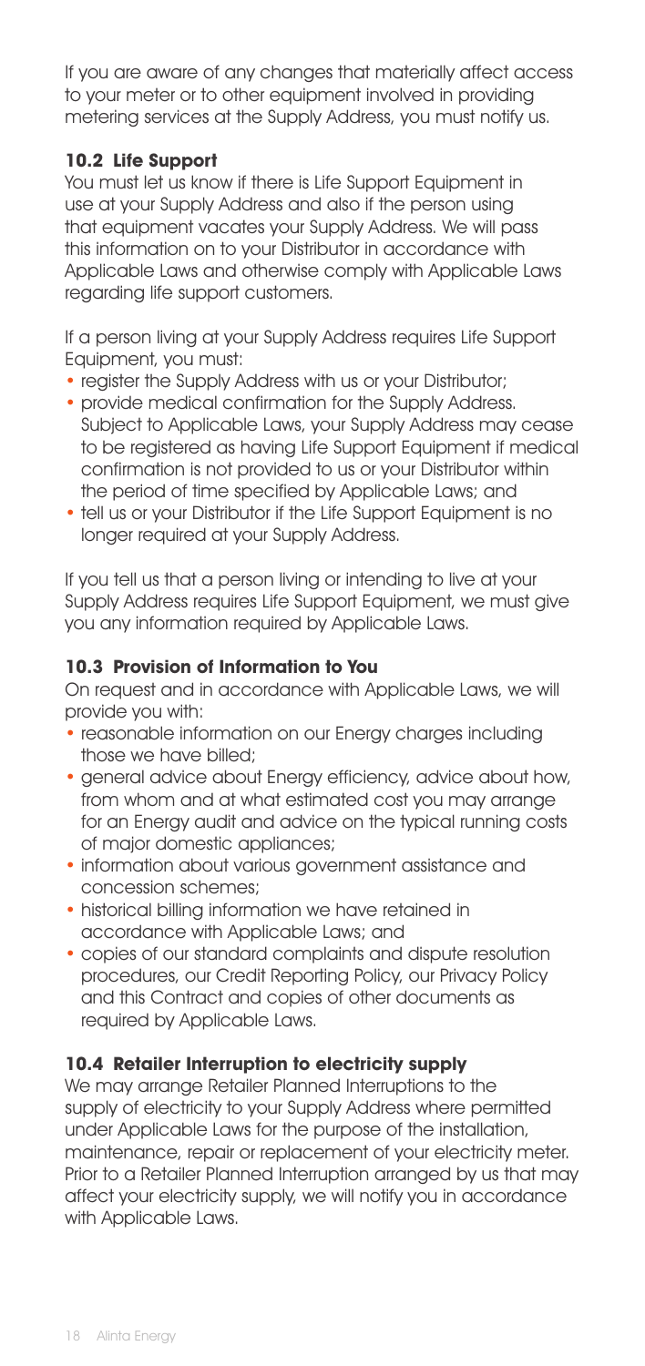If you are aware of any changes that materially affect access to your meter or to other equipment involved in providing metering services at the Supply Address, you must notify us.

### 10.2 Life Support

You must let us know if there is Life Support Equipment in use at your Supply Address and also if the person using that equipment vacates your Supply Address. We will pass this information on to your Distributor in accordance with Applicable Laws and otherwise comply with Applicable Laws regarding life support customers.

If a person living at your Supply Address requires Life Support Equipment, you must:

- register the Supply Address with us or your Distributor;
- provide medical confirmation for the Supply Address. Subject to Applicable Laws, your Supply Address may cease to be registered as having Life Support Equipment if medical confirmation is not provided to us or your Distributor within the period of time specified by Applicable Laws; and
- tell us or your Distributor if the Life Support Equipment is no longer required at your Supply Address.

If you tell us that a person living or intending to live at your Supply Address requires Life Support Equipment, we must give you any information required by Applicable Laws.

### 10.3 Provision of Information to You

On request and in accordance with Applicable Laws, we will provide you with:

- reasonable information on our Energy charges including those we have billed;
- general advice about Energy efficiency, advice about how, from whom and at what estimated cost you may arrange for an Energy audit and advice on the typical running costs of major domestic appliances;
- information about various government assistance and concession schemes;
- historical billing information we have retained in accordance with Applicable Laws; and
- copies of our standard complaints and dispute resolution procedures, our Credit Reporting Policy, our Privacy Policy and this Contract and copies of other documents as required by Applicable Laws.

### 10.4 Retailer Interruption to electricity supply

We may arrange Retailer Planned Interruptions to the supply of electricity to your Supply Address where permitted under Applicable Laws for the purpose of the installation, maintenance, repair or replacement of your electricity meter. Prior to a Retailer Planned Interruption arranged by us that may affect your electricity supply, we will notify you in accordance with Applicable Laws.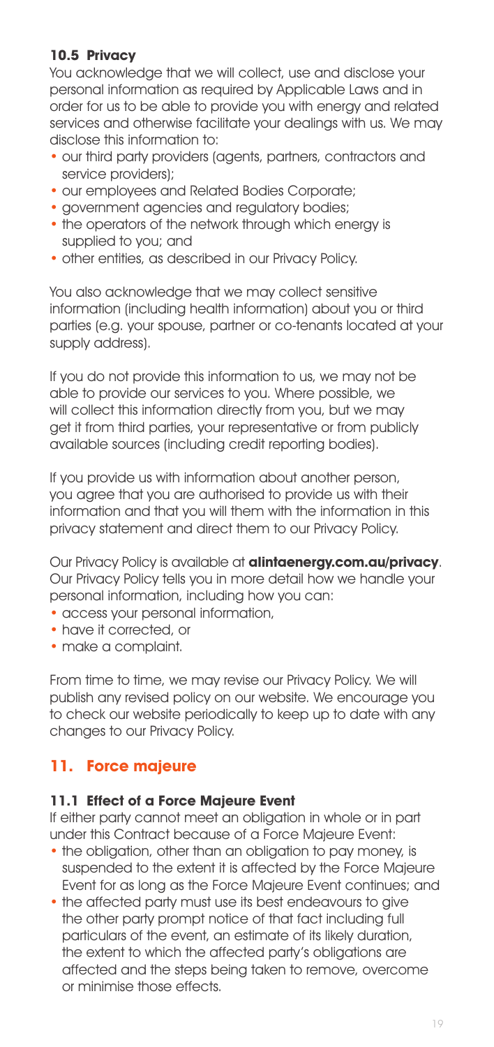### 10.5 Privacy

You acknowledge that we will collect, use and disclose your personal information as required by Applicable Laws and in order for us to be able to provide you with energy and related services and otherwise facilitate your dealings with us. We may disclose this information to:

- our third party providers (agents, partners, contractors and service providers);
- our employees and Related Bodies Corporate;
- government agencies and regulatory bodies;
- the operators of the network through which energy is supplied to you; and
- other entities, as described in our Privacy Policy.

You also acknowledge that we may collect sensitive information (including health information) about you or third parties (e.g. your spouse, partner or co-tenants located at your supply address).

If you do not provide this information to us, we may not be able to provide our services to you. Where possible, we will collect this information directly from you, but we may get it from third parties, your representative or from publicly available sources (including credit reporting bodies).

If you provide us with information about another person, you agree that you are authorised to provide us with their information and that you will them with the information in this privacy statement and direct them to our Privacy Policy.

Our Privacy Policy is available at **alintaenergy.com.au/privacy**. Our Privacy Policy tells you in more detail how we handle your personal information, including how you can:

- access your personal information,
- have it corrected, or
- make a complaint.

From time to time, we may revise our Privacy Policy. We will publish any revised policy on our website. We encourage you to check our website periodically to keep up to date with any changes to our Privacy Policy.

## 11. Force majeure

### 11.1 Effect of a Force Majeure Event

If either party cannot meet an obligation in whole or in part under this Contract because of a Force Majeure Event:

- the obligation, other than an obligation to pay money, is suspended to the extent it is affected by the Force Majeure Event for as long as the Force Majeure Event continues; and
- the affected party must use its best endeavours to give the other party prompt notice of that fact including full particulars of the event, an estimate of its likely duration, the extent to which the affected party's obligations are affected and the steps being taken to remove, overcome or minimise those effects.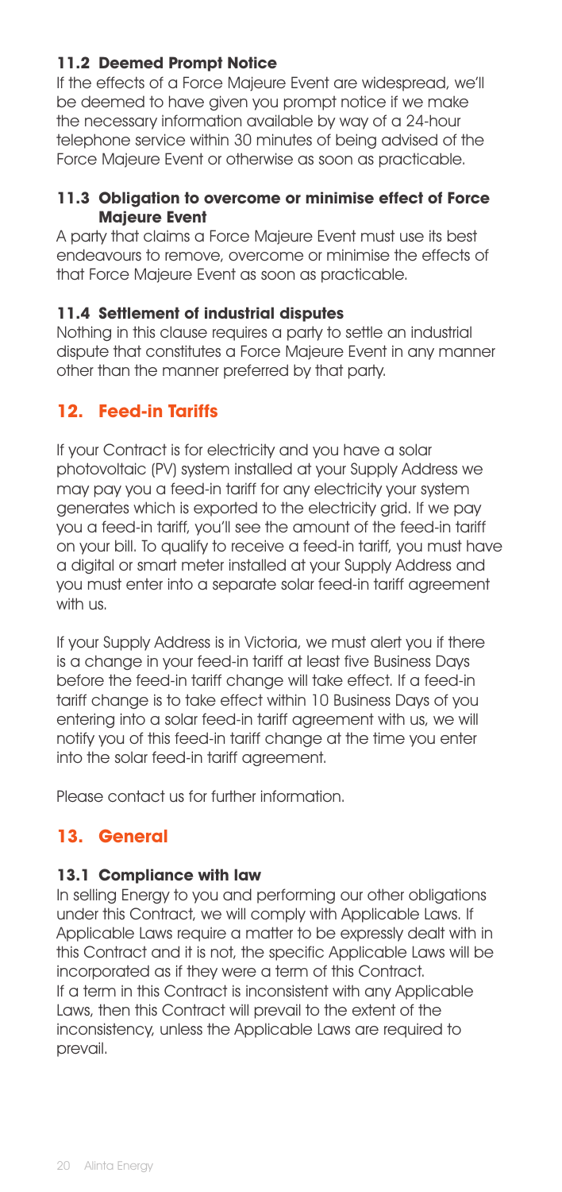### 11.2 Deemed Prompt Notice

If the effects of a Force Majeure Event are widespread, we'll be deemed to have given you prompt notice if we make the necessary information available by way of a 24-hour telephone service within 30 minutes of being advised of the Force Majeure Event or otherwise as soon as practicable.

### 11.3 Obligation to overcome or minimise effect of Force Majeure Event

A party that claims a Force Majeure Event must use its best endeavours to remove, overcome or minimise the effects of that Force Majeure Event as soon as practicable.

### 11.4 Settlement of industrial disputes

Nothing in this clause requires a party to settle an industrial dispute that constitutes a Force Majeure Event in any manner other than the manner preferred by that party.

## 12. Feed-in Tariffs

If your Contract is for electricity and you have a solar photovoltaic (PV) system installed at your Supply Address we may pay you a feed-in tariff for any electricity your system generates which is exported to the electricity grid. If we pay you a feed-in tariff, you'll see the amount of the feed-in tariff on your bill. To qualify to receive a feed-in tariff, you must have a digital or smart meter installed at your Supply Address and you must enter into a separate solar feed-in tariff agreement with us.

If your Supply Address is in Victoria, we must alert you if there is a change in your feed-in tariff at least five Business Days before the feed-in tariff change will take effect. If a feed-in tariff change is to take effect within 10 Business Days of you entering into a solar feed-in tariff agreement with us, we will notify you of this feed-in tariff change at the time you enter into the solar feed-in tariff agreement.

Please contact us for further information.

## 13. General

### 13.1 Compliance with law

In selling Energy to you and performing our other obligations under this Contract, we will comply with Applicable Laws. If Applicable Laws require a matter to be expressly dealt with in this Contract and it is not, the specific Applicable Laws will be incorporated as if they were a term of this Contract.
If a term in this Contract is inconsistent with any Applicable Laws, then this Contract will prevail to the extent of the inconsistency, unless the Applicable Laws are required to prevail.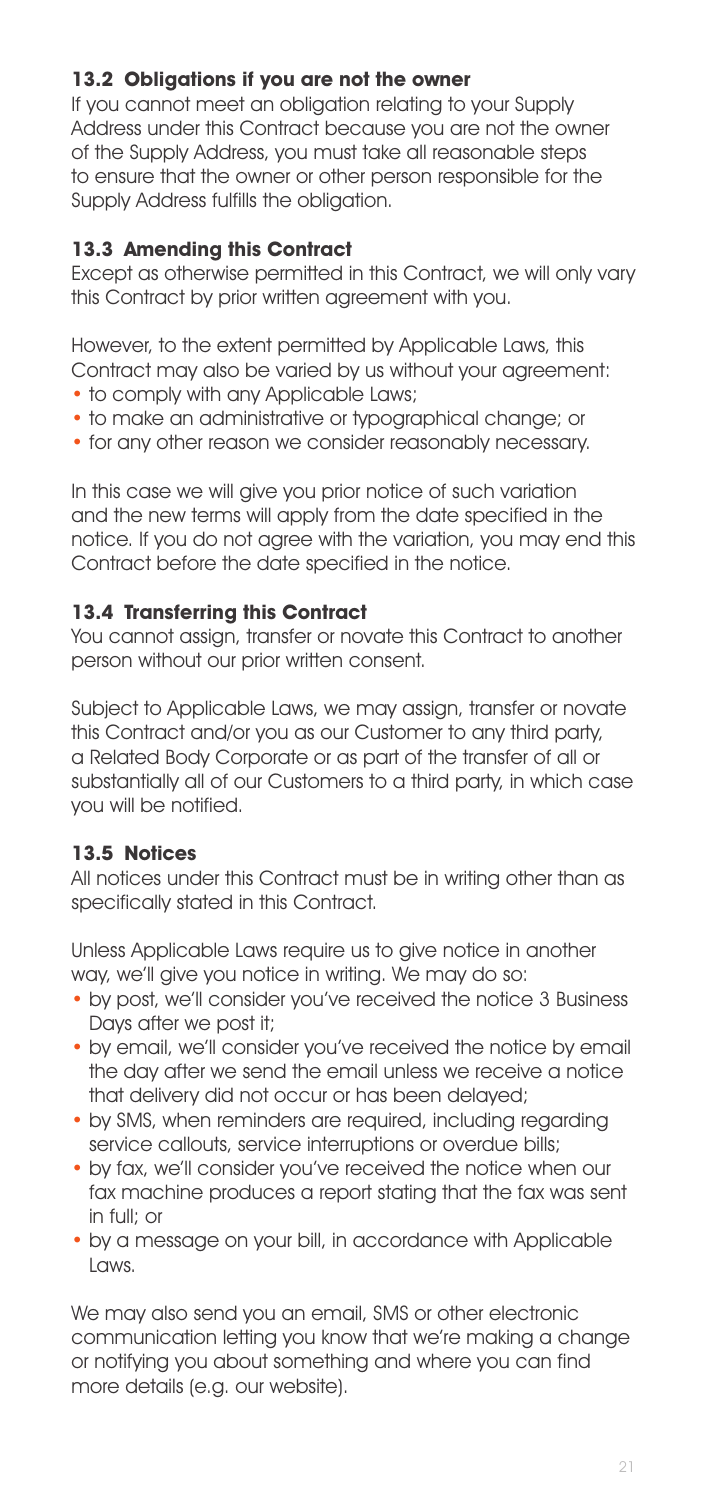### 13.2 Obligations if you are not the owner

If you cannot meet an obligation relating to your Supply Address under this Contract because you are not the owner of the Supply Address, you must take all reasonable steps to ensure that the owner or other person responsible for the Supply Address fulfills the obligation.

### 13.3 Amending this Contract

Except as otherwise permitted in this Contract, we will only vary this Contract by prior written agreement with you.

However, to the extent permitted by Applicable Laws, this Contract may also be varied by us without your agreement:

- to comply with any Applicable Laws;
- to make an administrative or typographical change; or
- for any other reason we consider reasonably necessary.

In this case we will give you prior notice of such variation and the new terms will apply from the date specified in the notice. If you do not agree with the variation, you may end this Contract before the date specified in the notice.

### 13.4 Transferring this Contract

You cannot assign, transfer or novate this Contract to another person without our prior written consent.

Subject to Applicable Laws, we may assign, transfer or novate this Contract and/or you as our Customer to any third party, a Related Body Corporate or as part of the transfer of all or substantially all of our Customers to a third party, in which case you will be notified.

### 13.5 Notices

All notices under this Contract must be in writing other than as specifically stated in this Contract.

Unless Applicable Laws require us to give notice in another way, we'll give you notice in writing. We may do so:

- by post, we'll consider you've received the notice 3 Business Days after we post it;
- by email, we'll consider you've received the notice by email the day after we send the email unless we receive a notice that delivery did not occur or has been delayed;
- by SMS, when reminders are required, including regarding service callouts, service interruptions or overdue bills;
- by fax, we'll consider you've received the notice when our fax machine produces a report stating that the fax was sent in full; or
- by a message on your bill, in accordance with Applicable Laws.

We may also send you an email, SMS or other electronic communication letting you know that we're making a change or notifying you about something and where you can find more details (e.g. our website).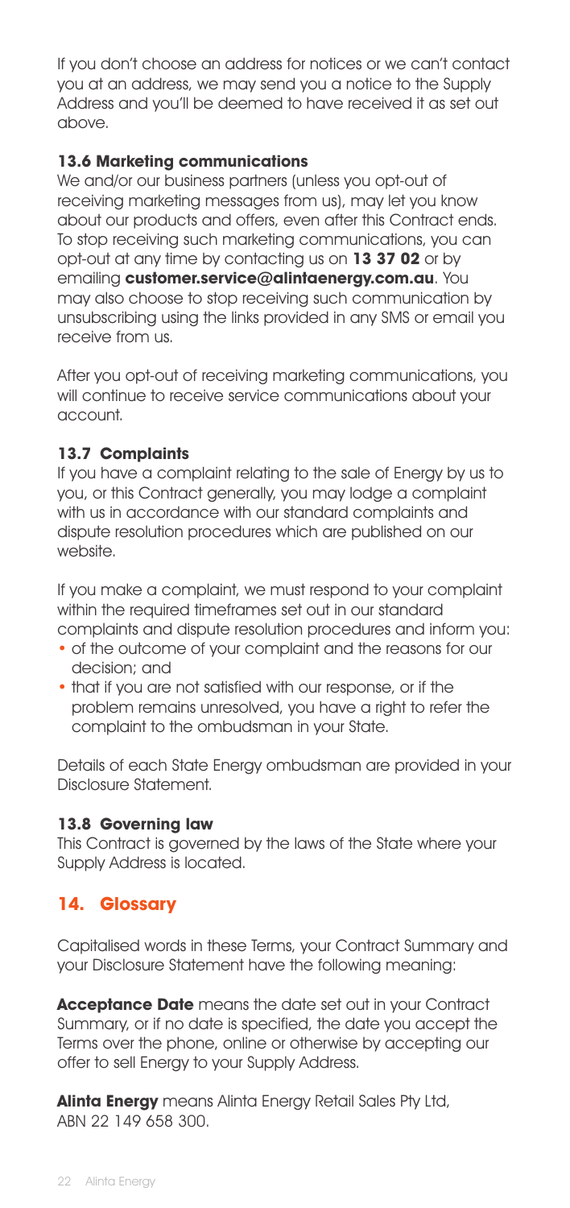If you don't choose an address for notices or we can't contact you at an address, we may send you a notice to the Supply Address and you'll be deemed to have received it as set out above.

### 13.6 Marketing communications

We and/or our business partners (unless you opt-out of receiving marketing messages from us), may let you know about our products and offers, even after this Contract ends. To stop receiving such marketing communications, you can opt-out at any time by contacting us on **13 37 02** or by emailing **customer.service@alintaenergy.com.au**. You may also choose to stop receiving such communication by unsubscribing using the links provided in any SMS or email you receive from us.

After you opt-out of receiving marketing communications, you will continue to receive service communications about your account.

### 13.7 Complaints

If you have a complaint relating to the sale of Energy by us to you, or this Contract generally, you may lodge a complaint with us in accordance with our standard complaints and dispute resolution procedures which are published on our website.

If you make a complaint, we must respond to your complaint within the required timeframes set out in our standard complaints and dispute resolution procedures and inform you:

- of the outcome of your complaint and the reasons for our decision; and
- that if you are not satisfied with our response, or if the problem remains unresolved, you have a right to refer the complaint to the ombudsman in your State.

Details of each State Energy ombudsman are provided in your Disclosure Statement.

### 13.8 Governing law

This Contract is governed by the laws of the State where your Supply Address is located.

## 14. Glossary

Capitalised words in these Terms, your Contract Summary and your Disclosure Statement have the following meaning:

**Acceptance Date** means the date set out in your Contract Summary, or if no date is specified, the date you accept the Terms over the phone, online or otherwise by accepting our offer to sell Energy to your Supply Address.

**Alinta Energy** means Alinta Energy Retail Sales Pty Ltd, ABN 22 149 658 300.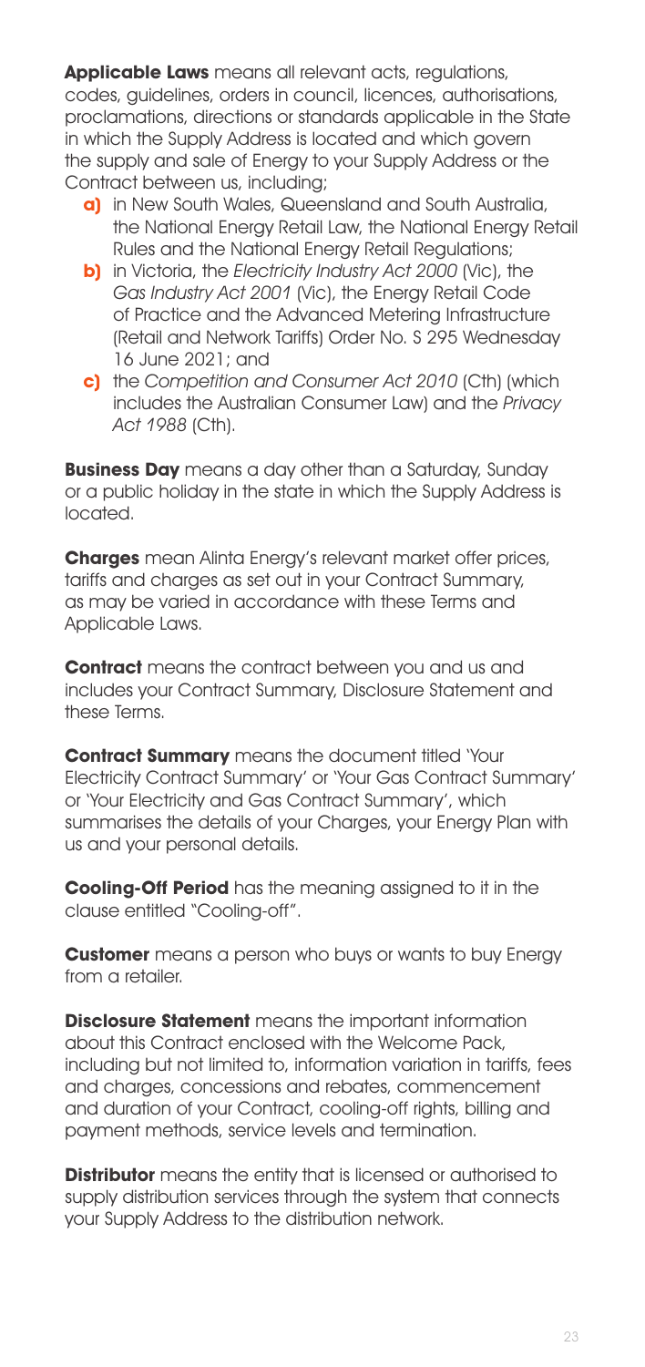**Applicable Laws** means all relevant acts, regulations, codes, guidelines, orders in council, licences, authorisations, proclamations, directions or standards applicable in the State in which the Supply Address is located and which govern the supply and sale of Energy to your Supply Address or the Contract between us, including;

- **a)** in New South Wales, Queensland and South Australia, the National Energy Retail Law, the National Energy Retail Rules and the National Energy Retail Regulations;
- **b)** in Victoria, the *Electricity Industry Act 2000* (Vic), the *Gas Industry Act 2001* (Vic), the Energy Retail Code of Practice and the Advanced Metering Infrastructure (Retail and Network Tariffs) Order No. S 295 Wednesday 16 June 2021; and
- **c)** the *Competition and Consumer Act 2010* (Cth) (which includes the Australian Consumer Law) and the *Privacy Act 1988* (Cth).

**Business Day** means a day other than a Saturday, Sunday or a public holiday in the state in which the Supply Address is located.

**Charges** mean Alinta Energy's relevant market offer prices, tariffs and charges as set out in your Contract Summary, as may be varied in accordance with these Terms and Applicable Laws.

**Contract** means the contract between you and us and includes your Contract Summary, Disclosure Statement and these Terms.

**Contract Summary** means the document titled 'Your Electricity Contract Summary' or 'Your Gas Contract Summary' or 'Your Electricity and Gas Contract Summary', which summarises the details of your Charges, your Energy Plan with us and your personal details.

**Cooling-Off Period** has the meaning assigned to it in the clause entitled "Cooling-off".

**Customer** means a person who buys or wants to buy Energy from a retailer.

**Disclosure Statement** means the important information about this Contract enclosed with the Welcome Pack, including but not limited to, information variation in tariffs, fees and charges, concessions and rebates, commencement and duration of your Contract, cooling-off rights, billing and payment methods, service levels and termination.

**Distributor** means the entity that is licensed or authorised to supply distribution services through the system that connects your Supply Address to the distribution network.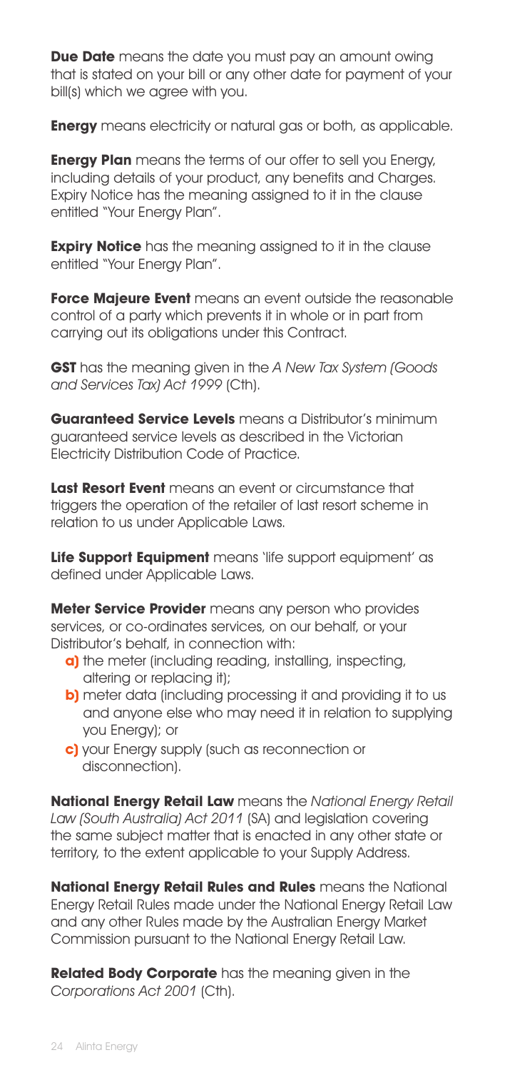**Due Date** means the date you must pay an amount owing that is stated on your bill or any other date for payment of your bill(s) which we agree with you.

**Energy** means electricity or natural gas or both, as applicable.

**Energy Plan** means the terms of our offer to sell you Energy, including details of your product, any benefits and Charges. Expiry Notice has the meaning assigned to it in the clause entitled "Your Energy Plan".

**Expiry Notice** has the meaning assigned to it in the clause entitled "Your Energy Plan".

**Force Majeure Event** means an event outside the reasonable control of a party which prevents it in whole or in part from carrying out its obligations under this Contract.

**GST** has the meaning given in the *A New Tax System (Goods and Services Tax) Act 1999* (Cth).

**Guaranteed Service Levels** means a Distributor's minimum guaranteed service levels as described in the Victorian Electricity Distribution Code of Practice.

**Last Resort Event** means an event or circumstance that triggers the operation of the retailer of last resort scheme in relation to us under Applicable Laws.

**Life Support Equipment** means 'life support equipment' as defined under Applicable Laws.

**Meter Service Provider** means any person who provides services, or co-ordinates services, on our behalf, or your Distributor's behalf, in connection with:

**a)** the meter (including reading, installing, inspecting, altering or replacing it);

**b)** meter data (including processing it and providing it to us and anyone else who may need it in relation to supplying you Energy); or

**c)** your Energy supply (such as reconnection or disconnection).

**National Energy Retail Law** means the *National Energy Retail Law (South Australia) Act 2011* (SA) and legislation covering the same subject matter that is enacted in any other state or territory, to the extent applicable to your Supply Address.

**National Energy Retail Rules and Rules** means the National Energy Retail Rules made under the National Energy Retail Law and any other Rules made by the Australian Energy Market Commission pursuant to the National Energy Retail Law.

**Related Body Corporate** has the meaning given in the *Corporations Act 2001* (Cth).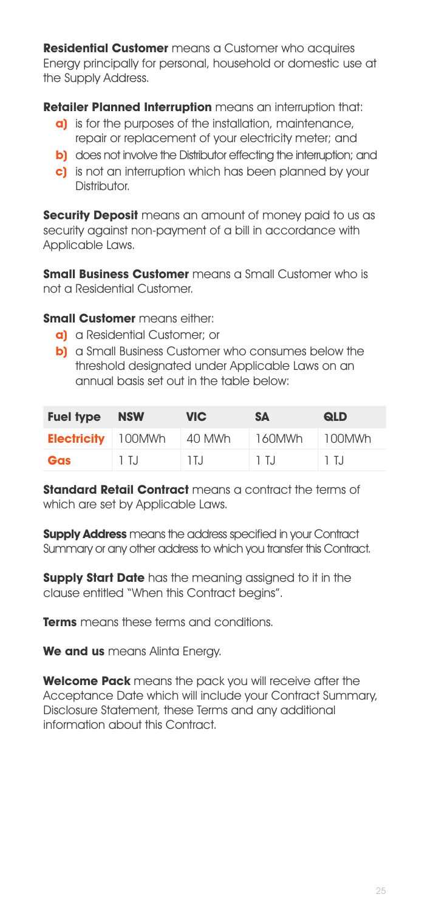**Residential Customer** means a Customer who acquires Energy principally for personal, household or domestic use at the Supply Address.

**Retailer Planned Interruption** means an interruption that:

- **a)** is for the purposes of the installation, maintenance, repair or replacement of your electricity meter; and
- **b)** does not involve the Distributor effecting the interruption; and
- **c)** is not an interruption which has been planned by your Distributor.

**Security Deposit** means an amount of money paid to us as security against non-payment of a bill in accordance with Applicable Laws.

**Small Business Customer** means a Small Customer who is not a Residential Customer.

**Small Customer** means either:

- **a)** a Residential Customer; or
- **b)** a Small Business Customer who consumes below the threshold designated under Applicable Laws on an annual basis set out in the table below:

| Fuel type | NSW | VIC | SA | QLD |
|---|---|---|---|---|
| **Electricity** | 100MWh | 40 MWh | 160MWh | 100MWh |
| **Gas** | 1 TJ | 1TJ | 1 TJ | 1 TJ |

**Standard Retail Contract** means a contract the terms of which are set by Applicable Laws.

**Supply Address** means the address specified in your Contract Summary or any other address to which you transfer this Contract.

**Supply Start Date** has the meaning assigned to it in the clause entitled "When this Contract begins".

**Terms** means these terms and conditions.

**We and us** means Alinta Energy.

**Welcome Pack** means the pack you will receive after the Acceptance Date which will include your Contract Summary, Disclosure Statement, these Terms and any additional information about this Contract.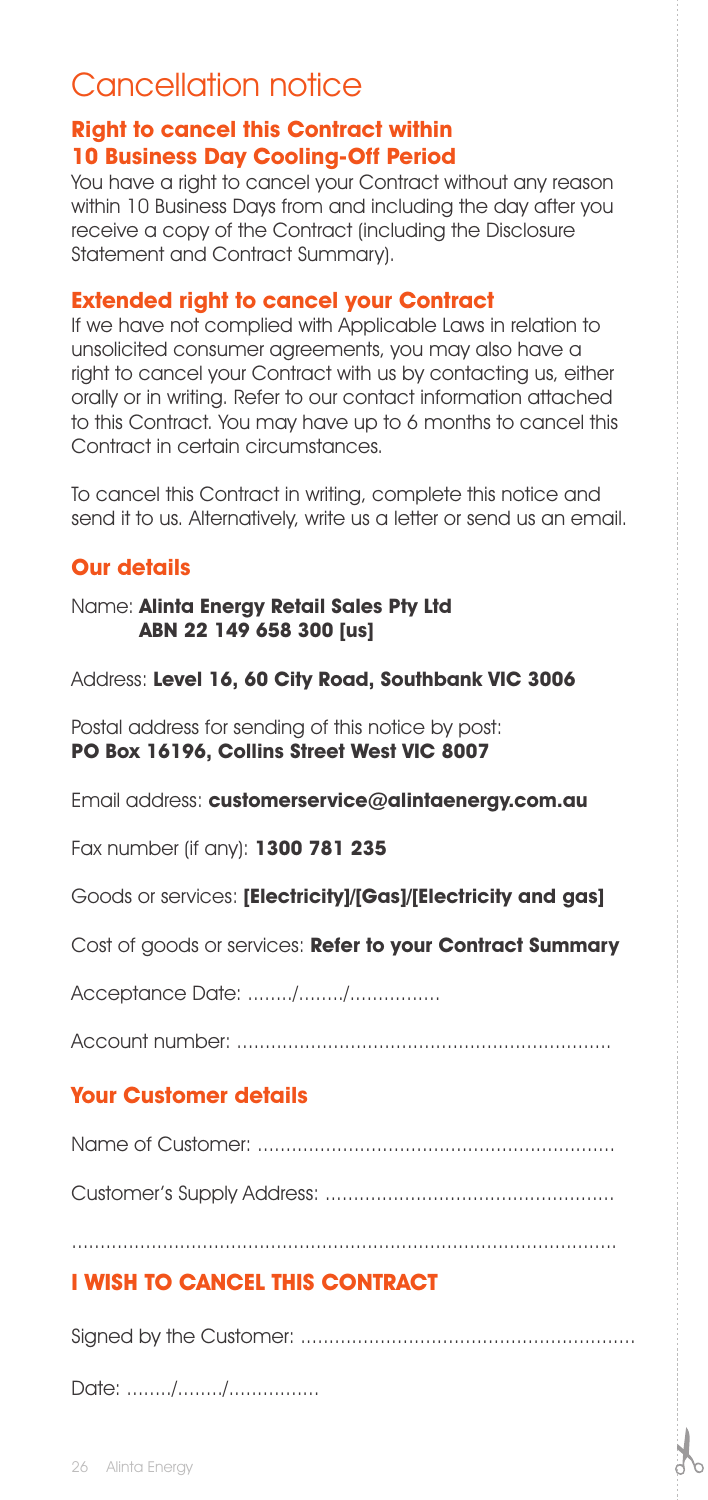# Cancellation notice

### Right to cancel this Contract within 10 Business Day Cooling-Off Period

You have a right to cancel your Contract without any reason within 10 Business Days from and including the day after you receive a copy of the Contract (including the Disclosure Statement and Contract Summary).

### Extended right to cancel your Contract

If we have not complied with Applicable Laws in relation to unsolicited consumer agreements, you may also have a right to cancel your Contract with us by contacting us, either orally or in writing. Refer to our contact information attached to this Contract. You may have up to 6 months to cancel this Contract in certain circumstances.

To cancel this Contract in writing, complete this notice and send it to us. Alternatively, write us a letter or send us an email.

### Our details

Name: **Alinta Energy Retail Sales Pty Ltd ABN 22 149 658 300 [us]**

Address: **Level 16, 60 City Road, Southbank VIC 3006**

Postal address for sending of this notice by post:
**PO Box 16196, Collins Street West VIC 8007**

Email address: **customerservice@alintaenergy.com.au**

Fax number (if any): **1300 781 235**

Goods or services: **[Electricity]/[Gas]/[Electricity and gas]**

Cost of goods or services: **Refer to your Contract Summary**

Acceptance Date: ......../......../................

Account number: ................................................................

### Your Customer details

Name of Customer: .............................................................

Customer's Supply Address: ..................................................

..............................................................................................

### I WISH TO CANCEL THIS CONTRACT

Signed by the Customer: .........................................................

Date: ......../......../................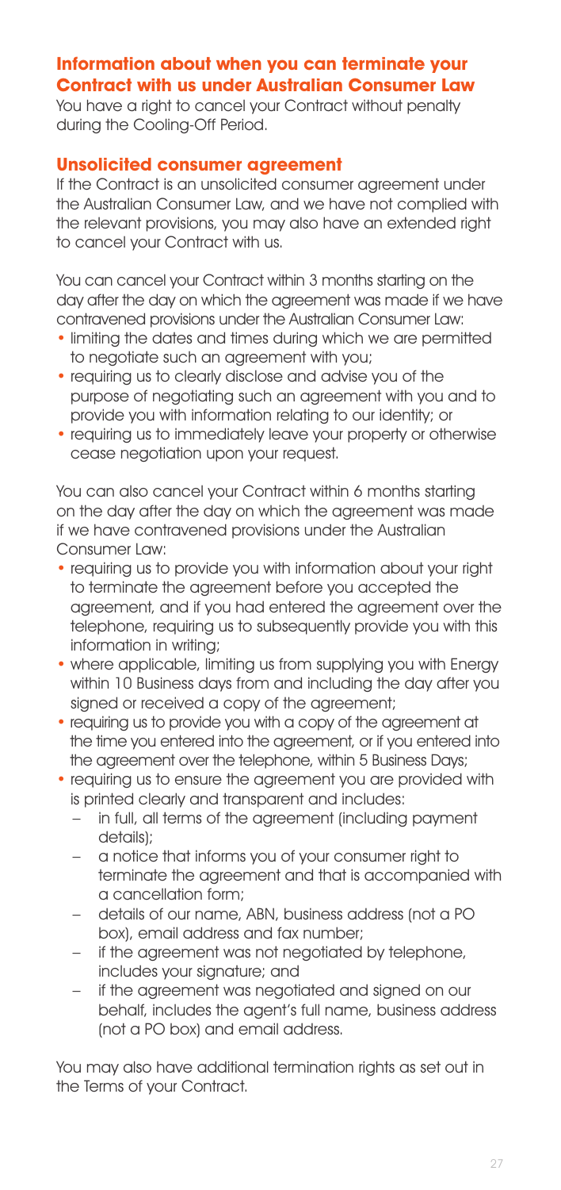## Information about when you can terminate your Contract with us under Australian Consumer Law

You have a right to cancel your Contract without penalty during the Cooling-Off Period.

## Unsolicited consumer agreement

If the Contract is an unsolicited consumer agreement under the Australian Consumer Law, and we have not complied with the relevant provisions, you may also have an extended right to cancel your Contract with us.

You can cancel your Contract within 3 months starting on the day after the day on which the agreement was made if we have contravened provisions under the Australian Consumer Law:

- limiting the dates and times during which we are permitted to negotiate such an agreement with you;
- requiring us to clearly disclose and advise you of the purpose of negotiating such an agreement with you and to provide you with information relating to our identity; or
- requiring us to immediately leave your property or otherwise cease negotiation upon your request.

You can also cancel your Contract within 6 months starting on the day after the day on which the agreement was made if we have contravened provisions under the Australian Consumer Law:

- requiring us to provide you with information about your right to terminate the agreement before you accepted the agreement, and if you had entered the agreement over the telephone, requiring us to subsequently provide you with this information in writing;
- where applicable, limiting us from supplying you with Energy within 10 Business days from and including the day after you signed or received a copy of the agreement;
- requiring us to provide you with a copy of the agreement at the time you entered into the agreement, or if you entered into the agreement over the telephone, within 5 Business Days;
- requiring us to ensure the agreement you are provided with is printed clearly and transparent and includes:
  - in full, all terms of the agreement (including payment details);
  - a notice that informs you of your consumer right to terminate the agreement and that is accompanied with a cancellation form;
  - details of our name, ABN, business address (not a PO box), email address and fax number;
  - if the agreement was not negotiated by telephone, includes your signature; and
  - if the agreement was negotiated and signed on our behalf, includes the agent's full name, business address (not a PO box) and email address.

You may also have additional termination rights as set out in the Terms of your Contract.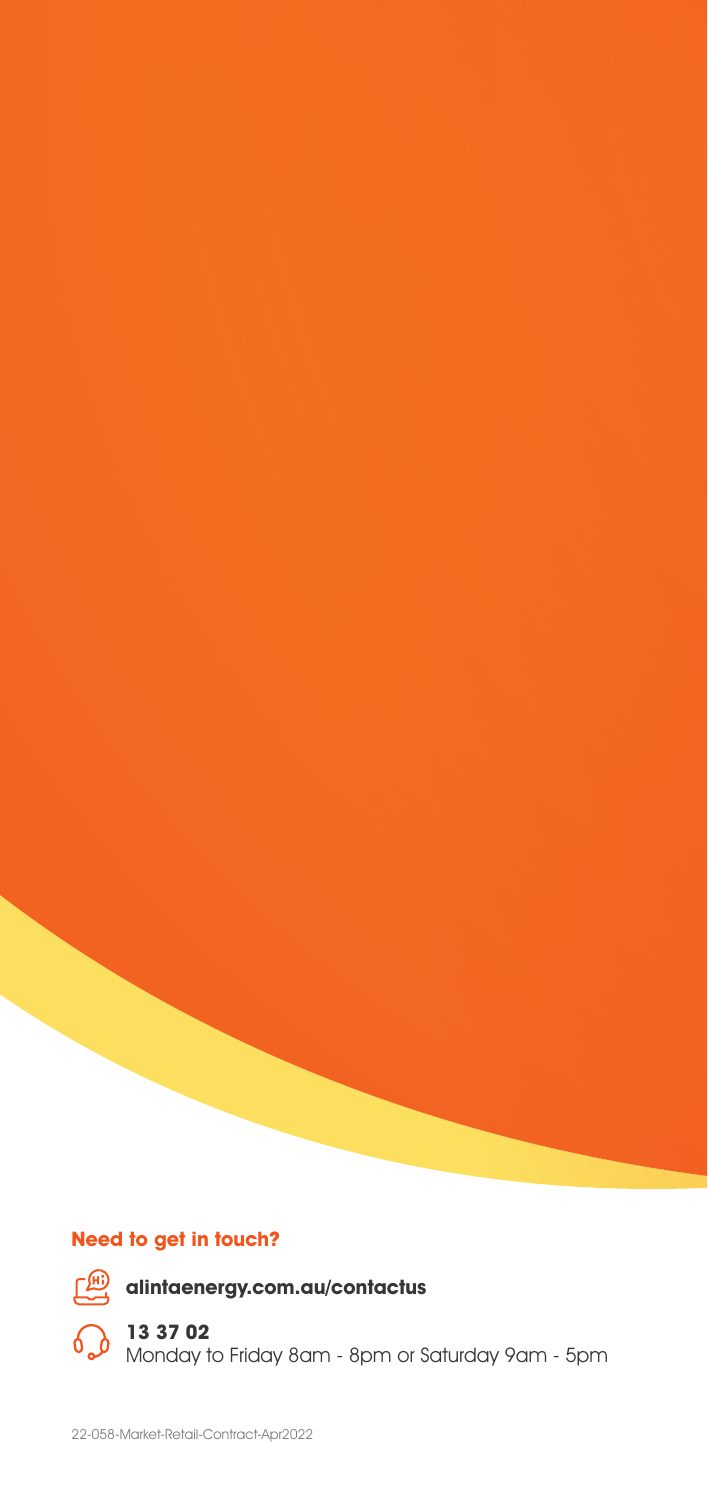**Need to get in touch?**

**alintaenergy.com.au/contactus**

**13 37 02**
Monday to Friday 8am - 8pm or Saturday 9am - 5pm

22-058-Market-Retail-Contract-Apr2022